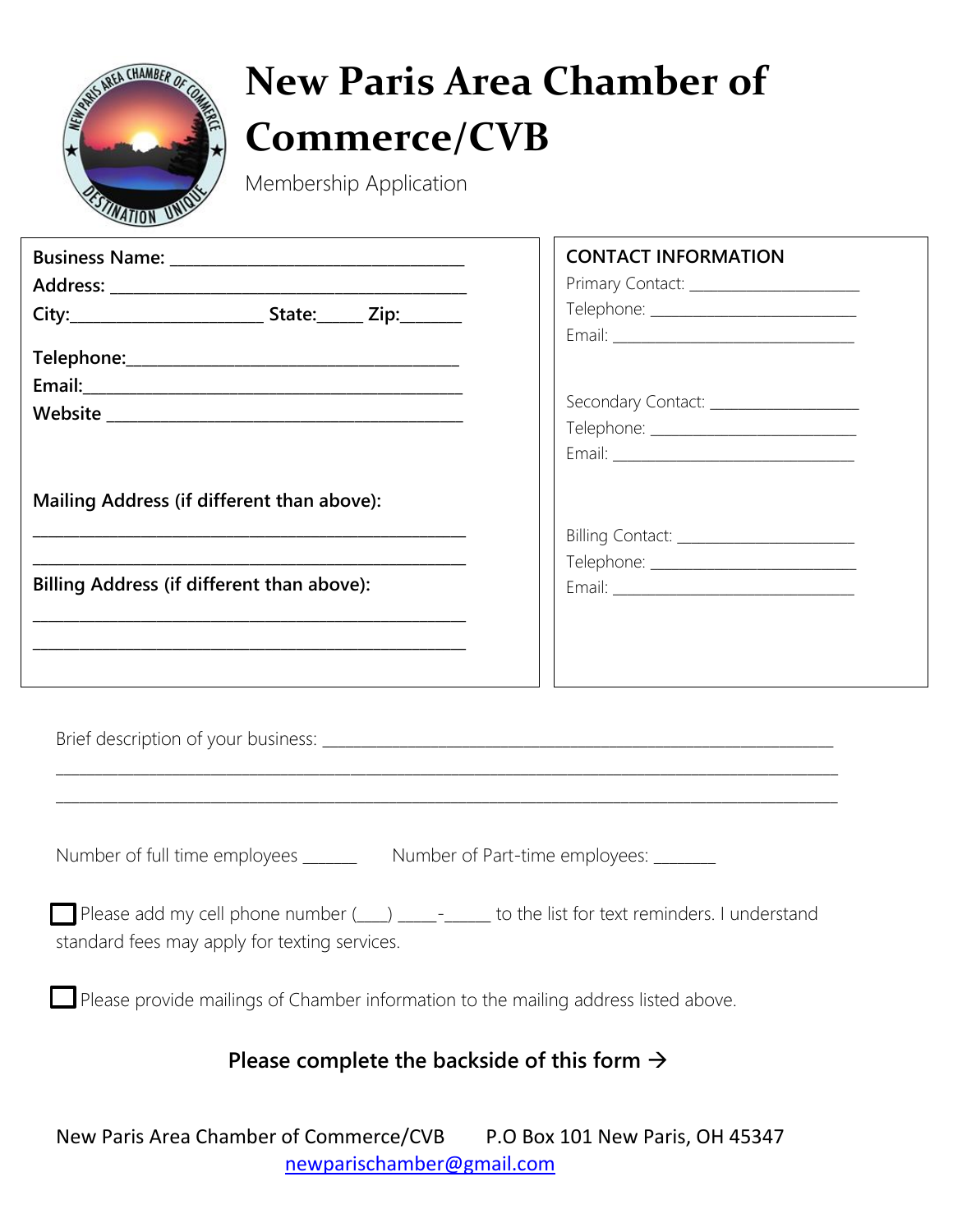# New Paris Area Chamber of Commerce/CVB

Membership Application

**Business Name:** ___________________________________

**Address:** ________________________________________

**City:**______________________ **State:**_____ **Zip:**_______

**Telephone:**_______________________________________

**Email:**___________________________________________

**Website** __________________________________________

**Mailing Address (if different than above):**

____________________________________________________

____________________________________________________

**Billing Address (if different than above):**

____________________________________________________

____________________________________________________

**CONTACT INFORMATION**

Primary Contact: _____________________

Telephone: __________________________

Email: ______________________________

Secondary Contact: __________________

Telephone: __________________________

Email: ______________________________

Billing Contact: ______________________

Telephone: __________________________

Email: ______________________________

Brief description of your business: _______________________________________________

___________________________________________________________________________

___________________________________________________________________________

Number of full time employees ______ Number of Part-time employees: _______

☐ Please add my cell phone number (___) _____-_____ to the list for text reminders. I understand standard fees may apply for texting services.

☐ Please provide mailings of Chamber information to the mailing address listed above.

**Please complete the backside of this form →**

New Paris Area Chamber of Commerce/CVB P.O Box 101 New Paris, OH 45347
newparischamber@gmail.com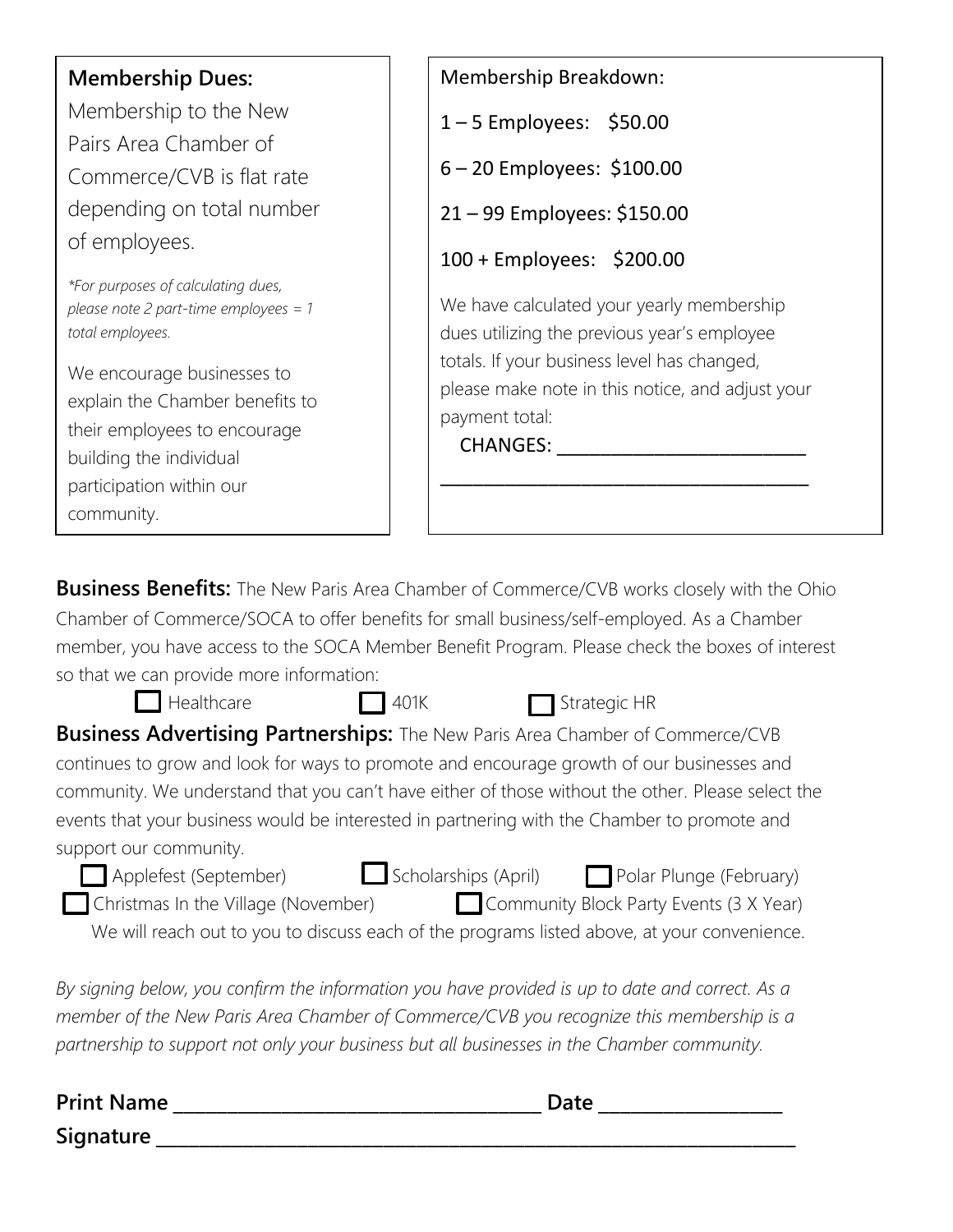**Membership Dues:**

Membership to the New Pairs Area Chamber of Commerce/CVB is flat rate depending on total number of employees.

*\*For purposes of calculating dues, please note 2 part-time employees = 1 total employees.*

We encourage businesses to explain the Chamber benefits to their employees to encourage building the individual participation within our community.

Membership Breakdown:

1 – 5 Employees: $50.00

6 – 20 Employees: $100.00

21 – 99 Employees: $150.00

100 + Employees: $200.00

We have calculated your yearly membership dues utilizing the previous year's employee totals. If your business level has changed, please make note in this notice, and adjust your payment total:

CHANGES: ________________________

____________________________________

**Business Benefits:** The New Paris Area Chamber of Commerce/CVB works closely with the Ohio Chamber of Commerce/SOCA to offer benefits for small business/self-employed. As a Chamber member, you have access to the SOCA Member Benefit Program. Please check the boxes of interest so that we can provide more information:

☐ Healthcare ☐ 401K ☐ Strategic HR

**Business Advertising Partnerships:** The New Paris Area Chamber of Commerce/CVB continues to grow and look for ways to promote and encourage growth of our businesses and community. We understand that you can't have either of those without the other. Please select the events that your business would be interested in partnering with the Chamber to promote and support our community.

☐ Applefest (September) ☐ Scholarships (April) ☐ Polar Plunge (February)

☐ Christmas In the Village (November) ☐ Community Block Party Events (3 X Year)

We will reach out to you to discuss each of the programs listed above, at your convenience.

*By signing below, you confirm the information you have provided is up to date and correct. As a member of the New Paris Area Chamber of Commerce/CVB you recognize this membership is a partnership to support not only your business but all businesses in the Chamber community.*

**Print Name** ____________________________________ **Date** __________________

**Signature** ______________________________________________________________